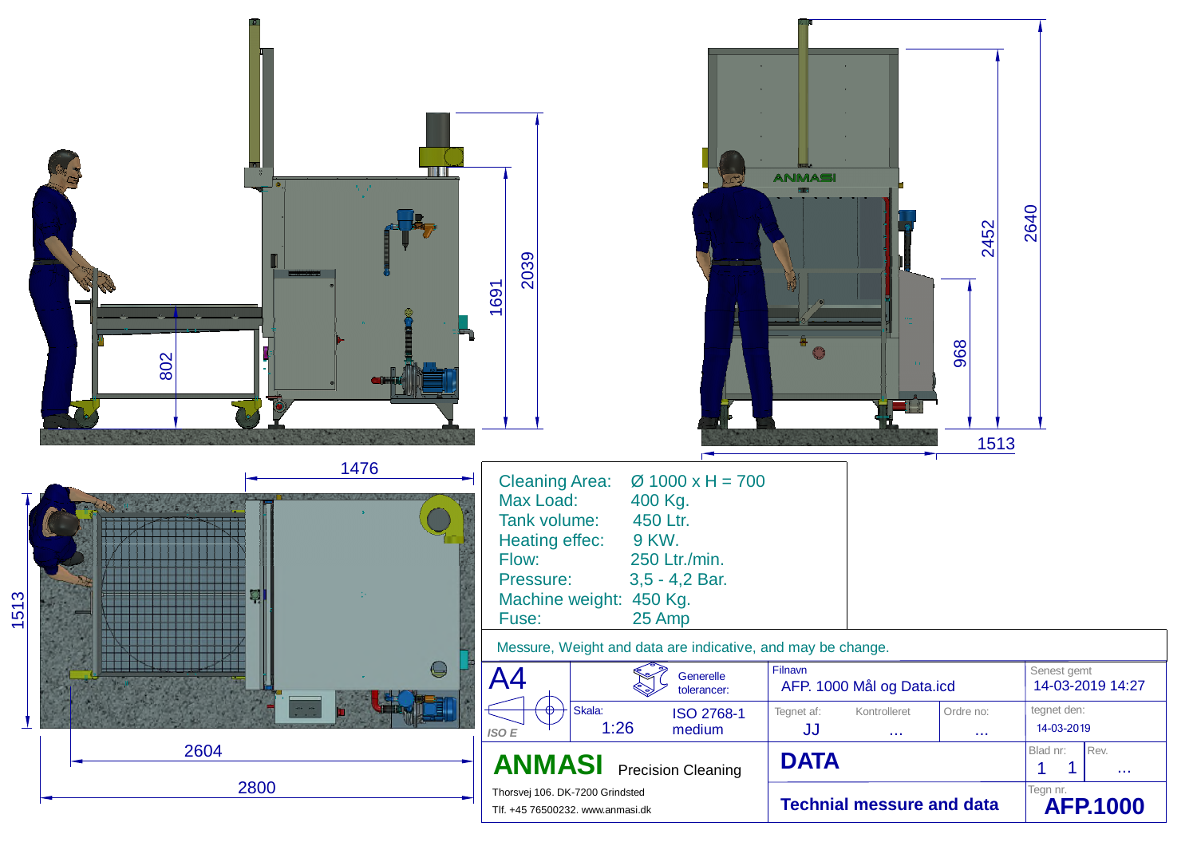1476

802

1691

2039

2452

2640

968

1513

1513

2604

2800

| | |
|---|---|
| Cleaning Area: | Ø 1000 x H = 700 |
| Max Load: | 400 Kg. |
| Tank volume: | 450 Ltr. |
| Heating effec: | 9 KW. |
| Flow: | 250 Ltr./min. |
| Pressure: | 3,5 - 4,2 Bar. |
| Machine weight: | 450 Kg. |
| Fuse: | 25 Amp |

Messure, Weight and data are indicative, and may be change.

| | | | | | |
|---|---|---|---|---|---|
| A4 | Generelle tolerancer: | Filnavn: AFP. 1000 Mål og Data.icd | | | Senest gemt: 14-03-2019 14:27 |
| ISO E | Skala: 1:26 / ISO 2768-1 medium | Tegnet af: JJ | Kontrolleret: ... | Ordre no: ... | tegnet den: 14-03-2019 |
| **ANMASI** Precision Cleaning | | **DATA** | | | Blad nr: 1 1 / Rev. ... |
| Thorsvej 106. DK-7200 Grindsted / Tlf. +45 76500232. www.anmasi.dk | | **Technial messure and data** | | | Tegn nr. **AFP.1000** |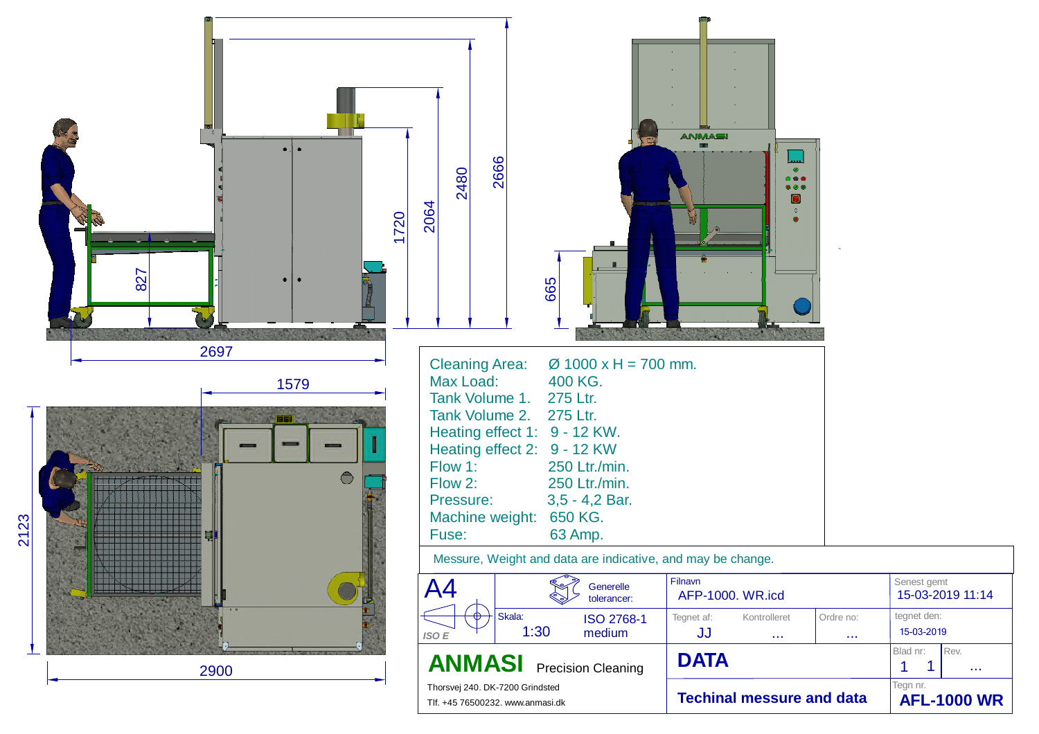2697

827

1720

2064

2480

2666

665

1579

2123

2900

| | |
|---|---|
| Cleaning Area: | Ø 1000 x H = 700 mm. |
| Max Load: | 400 KG. |
| Tank Volume 1. | 275 Ltr. |
| Tank Volume 2. | 275 Ltr. |
| Heating effect 1: | 9 - 12 KW. |
| Heating effect 2: | 9 - 12 KW |
| Flow 1: | 250 Ltr./min. |
| Flow 2: | 250 Ltr./min. |
| Pressure: | 3,5 - 4,2 Bar. |
| Machine weight: | 650 KG. |
| Fuse: | 63 Amp. |

Messure, Weight and data are indicative, and may be change.

| | | | | | |
|---|---|---|---|---|---|
| A4 | Generelle tolerancer: | Filnavn AFP-1000. WR.icd | | | Senest gemt 15-03-2019 11:14 |
| ISO E | Skala: 1:30 / ISO 2768-1 medium | Tegnet af: JJ | Kontrolleret ... | Ordre no: ... | tegnet den: 15-03-2019 |
| **ANMASI** Precision Cleaning | | **DATA** | | | Blad nr: 1 1 / Rev. ... |
| Thorsvej 240. DK-7200 Grindsted / Tlf. +45 76500232. www.anmasi.dk | | **Techinal messure and data** | | | Tegn nr. **AFL-1000 WR** |